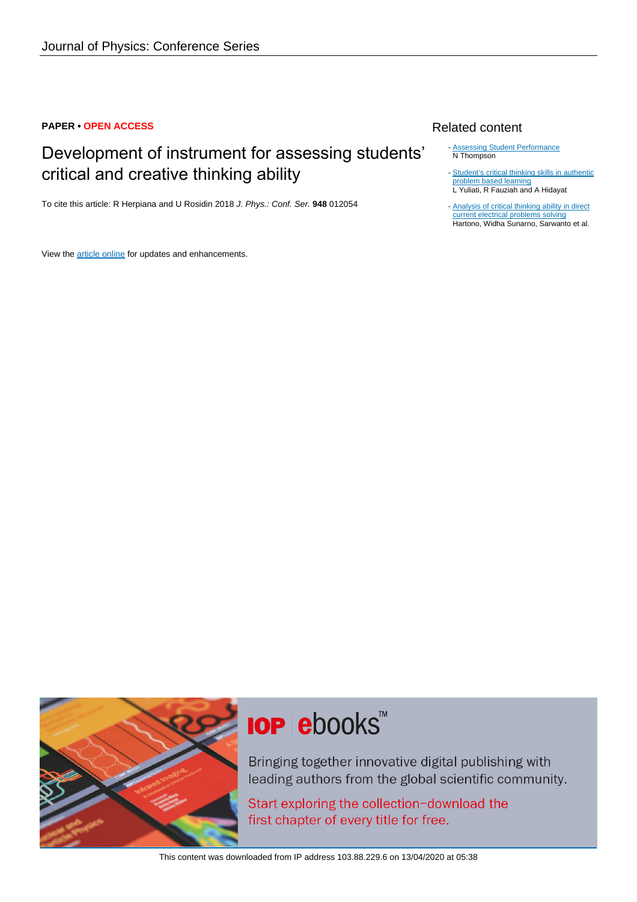Journal of Physics: Conference Series

**PAPER • OPEN ACCESS**

# Development of instrument for assessing students' critical and creative thinking ability

To cite this article: R Herpiana and U Rosidin 2018 *J. Phys.: Conf. Ser.* **948** 012054

View the article online for updates and enhancements.

## Related content

- Assessing Student Performance
  N Thompson
- Student's critical thinking skills in authentic problem based learning
  L Yuliati, R Fauziah and A Hidayat
- Analysis of critical thinking ability in direct current electrical problems solving
  Hartono, Widha Sunarno, Sarwanto et al.

IOP ebooks™

Bringing together innovative digital publishing with leading authors from the global scientific community.

Start exploring the collection–download the first chapter of every title for free.

This content was downloaded from IP address 103.88.229.6 on 13/04/2020 at 05:38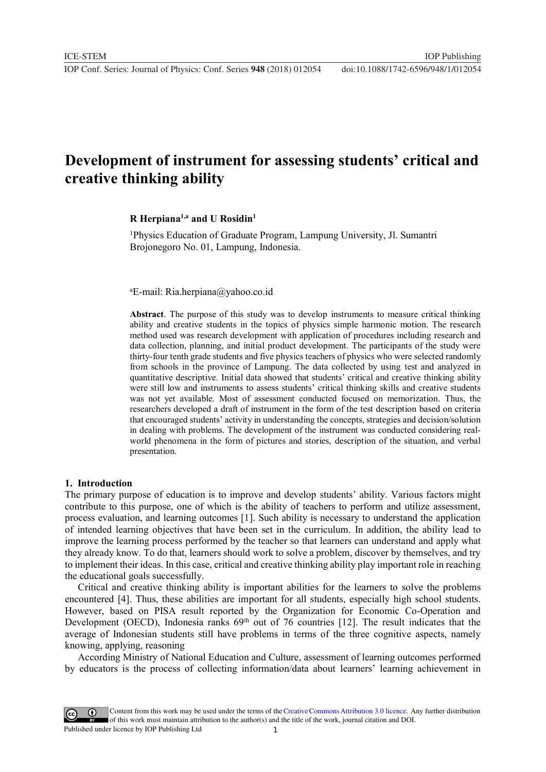# Development of instrument for assessing students' critical and creative thinking ability

**R Herpiana[1,a] and U Rosidin[1]**

[1]Physics Education of Graduate Program, Lampung University, Jl. Sumantri Brojonegoro No. 01, Lampung, Indonesia.

[a]E-mail: Ria.herpiana@yahoo.co.id

**Abstract**. The purpose of this study was to develop instruments to measure critical thinking ability and creative students in the topics of physics simple harmonic motion. The research method used was research development with application of procedures including research and data collection, planning, and initial product development. The participants of the study were thirty-four tenth grade students and five physics teachers of physics who were selected randomly from schools in the province of Lampung. The data collected by using test and analyzed in quantitative descriptive. Initial data showed that students' critical and creative thinking ability were still low and instruments to assess students' critical thinking skills and creative students was not yet available. Most of assessment conducted focused on memorization. Thus, the researchers developed a draft of instrument in the form of the test description based on criteria that encouraged students' activity in understanding the concepts, strategies and decision/solution in dealing with problems. The development of the instrument was conducted considering real-world phenomena in the form of pictures and stories, description of the situation, and verbal presentation.

## 1. Introduction

The primary purpose of education is to improve and develop students' ability. Various factors might contribute to this purpose, one of which is the ability of teachers to perform and utilize assessment, process evaluation, and learning outcomes [1]. Such ability is necessary to understand the application of intended learning objectives that have been set in the curriculum. In addition, the ability lead to improve the learning process performed by the teacher so that learners can understand and apply what they already know. To do that, learners should work to solve a problem, discover by themselves, and try to implement their ideas. In this case, critical and creative thinking ability play important role in reaching the educational goals successfully.

Critical and creative thinking ability is important abilities for the learners to solve the problems encountered [4]. Thus, these abilities are important for all students, especially high school students. However, based on PISA result reported by the Organization for Economic Co-Operation and Development (OECD), Indonesia ranks 69th out of 76 countries [12]. The result indicates that the average of Indonesian students still have problems in terms of the three cognitive aspects, namely knowing, applying, reasoning

According Ministry of National Education and Culture, assessment of learning outcomes performed by educators is the process of collecting information/data about learners' learning achievement in

Content from this work may be used under the terms of the Creative Commons Attribution 3.0 licence. Any further distribution of this work must maintain attribution to the author(s) and the title of the work, journal citation and DOI.
Published under licence by IOP Publishing Ltd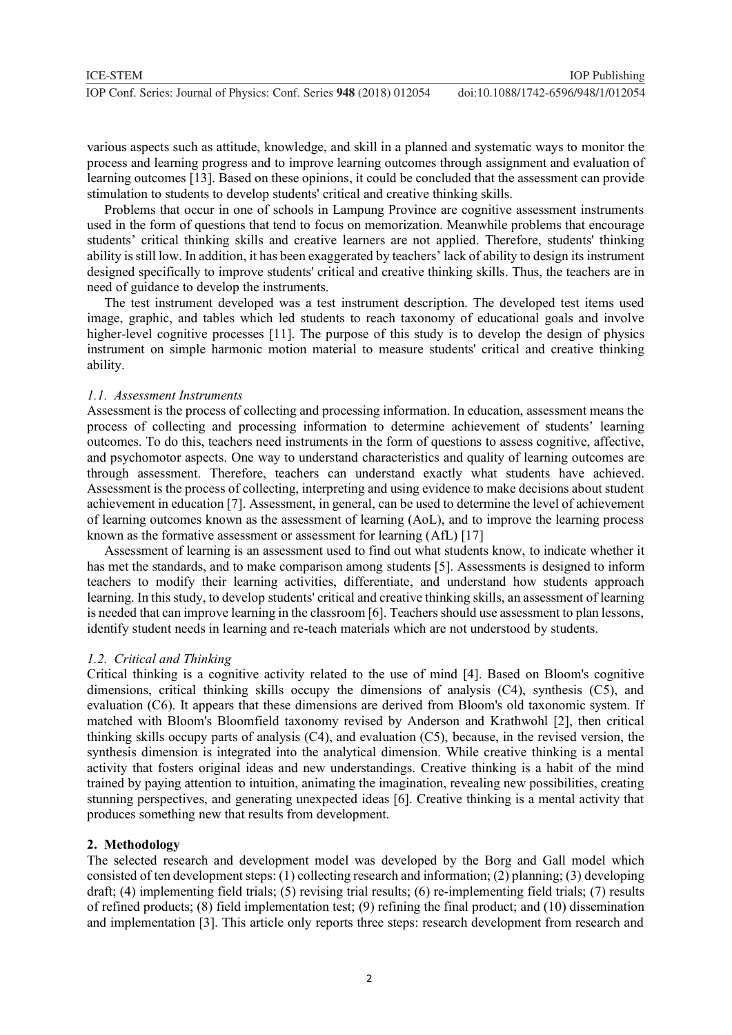various aspects such as attitude, knowledge, and skill in a planned and systematic ways to monitor the process and learning progress and to improve learning outcomes through assignment and evaluation of learning outcomes [13]. Based on these opinions, it could be concluded that the assessment can provide stimulation to students to develop students' critical and creative thinking skills.

Problems that occur in one of schools in Lampung Province are cognitive assessment instruments used in the form of questions that tend to focus on memorization. Meanwhile problems that encourage students' critical thinking skills and creative learners are not applied. Therefore, students' thinking ability is still low. In addition, it has been exaggerated by teachers' lack of ability to design its instrument designed specifically to improve students' critical and creative thinking skills. Thus, the teachers are in need of guidance to develop the instruments.

The test instrument developed was a test instrument description. The developed test items used image, graphic, and tables which led students to reach taxonomy of educational goals and involve higher-level cognitive processes [11]. The purpose of this study is to develop the design of physics instrument on simple harmonic motion material to measure students' critical and creative thinking ability.

### *1.1. Assessment Instruments*

Assessment is the process of collecting and processing information. In education, assessment means the process of collecting and processing information to determine achievement of students' learning outcomes. To do this, teachers need instruments in the form of questions to assess cognitive, affective, and psychomotor aspects. One way to understand characteristics and quality of learning outcomes are through assessment. Therefore, teachers can understand exactly what students have achieved. Assessment is the process of collecting, interpreting and using evidence to make decisions about student achievement in education [7]. Assessment, in general, can be used to determine the level of achievement of learning outcomes known as the assessment of learning (AoL), and to improve the learning process known as the formative assessment or assessment for learning (AfL) [17]

Assessment of learning is an assessment used to find out what students know, to indicate whether it has met the standards, and to make comparison among students [5]. Assessments is designed to inform teachers to modify their learning activities, differentiate, and understand how students approach learning. In this study, to develop students' critical and creative thinking skills, an assessment of learning is needed that can improve learning in the classroom [6]. Teachers should use assessment to plan lessons, identify student needs in learning and re-teach materials which are not understood by students.

### *1.2. Critical and Thinking*

Critical thinking is a cognitive activity related to the use of mind [4]. Based on Bloom's cognitive dimensions, critical thinking skills occupy the dimensions of analysis (C4), synthesis (C5), and evaluation (C6). It appears that these dimensions are derived from Bloom's old taxonomic system. If matched with Bloom's Bloomfield taxonomy revised by Anderson and Krathwohl [2], then critical thinking skills occupy parts of analysis (C4), and evaluation (C5), because, in the revised version, the synthesis dimension is integrated into the analytical dimension. While creative thinking is a mental activity that fosters original ideas and new understandings. Creative thinking is a habit of the mind trained by paying attention to intuition, animating the imagination, revealing new possibilities, creating stunning perspectives, and generating unexpected ideas [6]. Creative thinking is a mental activity that produces something new that results from development.

## **2. Methodology**

The selected research and development model was developed by the Borg and Gall model which consisted of ten development steps: (1) collecting research and information; (2) planning; (3) developing draft; (4) implementing field trials; (5) revising trial results; (6) re-implementing field trials; (7) results of refined products; (8) field implementation test; (9) refining the final product; and (10) dissemination and implementation [3]. This article only reports three steps: research development from research and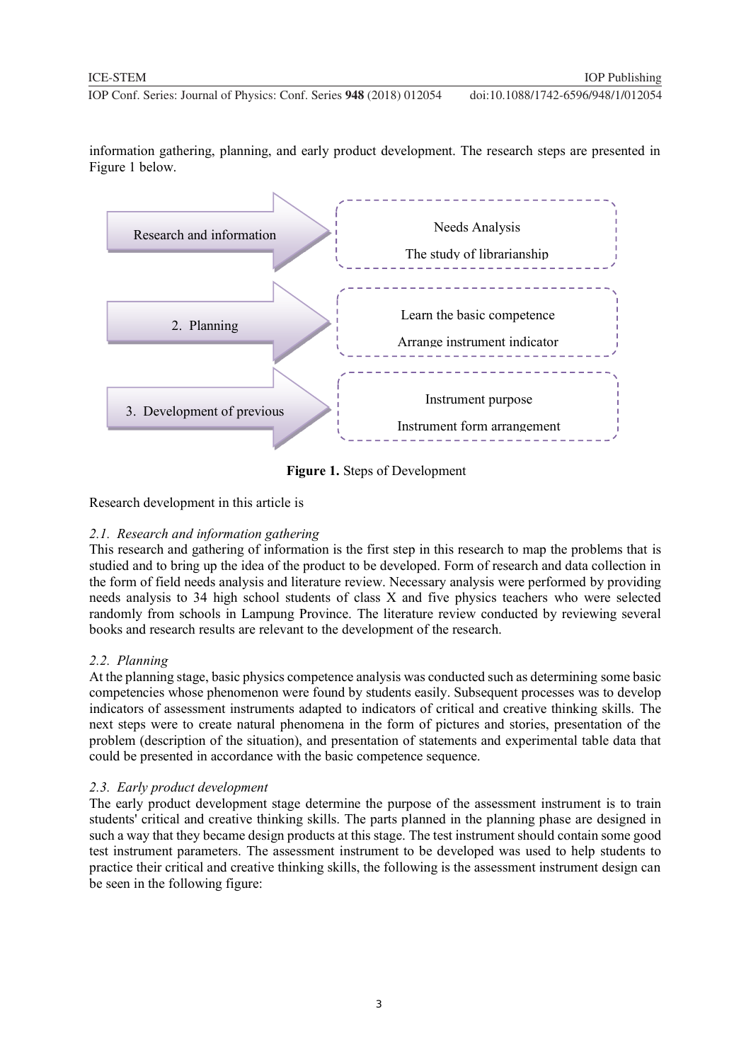information gathering, planning, and early product development. The research steps are presented in Figure 1 below.

| Step | Activities |
| --- | --- |
| Research and information | Needs Analysis; The study of librarianship |
| 2. Planning | Learn the basic competence; Arrange instrument indicator |
| 3. Development of previous | Instrument purpose; Instrument form arrangement |

**Figure 1.** Steps of Development

Research development in this article is

### *2.1. Research and information gathering*

This research and gathering of information is the first step in this research to map the problems that is studied and to bring up the idea of the product to be developed. Form of research and data collection in the form of field needs analysis and literature review. Necessary analysis were performed by providing needs analysis to 34 high school students of class X and five physics teachers who were selected randomly from schools in Lampung Province. The literature review conducted by reviewing several books and research results are relevant to the development of the research.

### *2.2. Planning*

At the planning stage, basic physics competence analysis was conducted such as determining some basic competencies whose phenomenon were found by students easily. Subsequent processes was to develop indicators of assessment instruments adapted to indicators of critical and creative thinking skills. The next steps were to create natural phenomena in the form of pictures and stories, presentation of the problem (description of the situation), and presentation of statements and experimental table data that could be presented in accordance with the basic competence sequence.

### *2.3. Early product development*

The early product development stage determine the purpose of the assessment instrument is to train students' critical and creative thinking skills. The parts planned in the planning phase are designed in such a way that they became design products at this stage. The test instrument should contain some good test instrument parameters. The assessment instrument to be developed was used to help students to practice their critical and creative thinking skills, the following is the assessment instrument design can be seen in the following figure: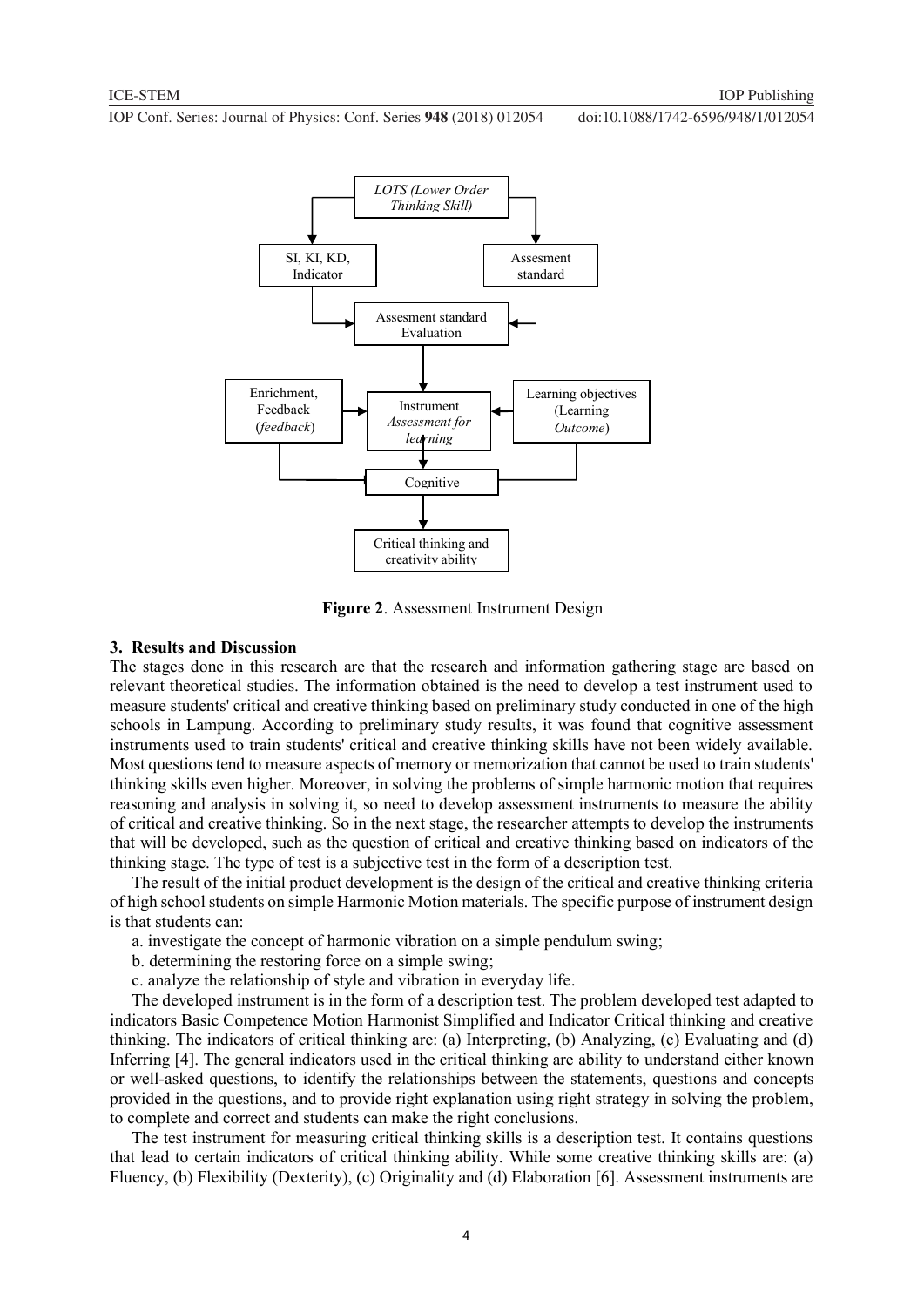**Figure 2**. Assessment Instrument Design

## 3. Results and Discussion

The stages done in this research are that the research and information gathering stage are based on relevant theoretical studies. The information obtained is the need to develop a test instrument used to measure students' critical and creative thinking based on preliminary study conducted in one of the high schools in Lampung. According to preliminary study results, it was found that cognitive assessment instruments used to train students' critical and creative thinking skills have not been widely available. Most questions tend to measure aspects of memory or memorization that cannot be used to train students' thinking skills even higher. Moreover, in solving the problems of simple harmonic motion that requires reasoning and analysis in solving it, so need to develop assessment instruments to measure the ability of critical and creative thinking. So in the next stage, the researcher attempts to develop the instruments that will be developed, such as the question of critical and creative thinking based on indicators of the thinking stage. The type of test is a subjective test in the form of a description test.

The result of the initial product development is the design of the critical and creative thinking criteria of high school students on simple Harmonic Motion materials. The specific purpose of instrument design is that students can:

a. investigate the concept of harmonic vibration on a simple pendulum swing;

b. determining the restoring force on a simple swing;

c. analyze the relationship of style and vibration in everyday life.

The developed instrument is in the form of a description test. The problem developed test adapted to indicators Basic Competence Motion Harmonist Simplified and Indicator Critical thinking and creative thinking. The indicators of critical thinking are: (a) Interpreting, (b) Analyzing, (c) Evaluating and (d) Inferring [4]. The general indicators used in the critical thinking are ability to understand either known or well-asked questions, to identify the relationships between the statements, questions and concepts provided in the questions, and to provide right explanation using right strategy in solving the problem, to complete and correct and students can make the right conclusions.

The test instrument for measuring critical thinking skills is a description test. It contains questions that lead to certain indicators of critical thinking ability. While some creative thinking skills are: (a) Fluency, (b) Flexibility (Dexterity), (c) Originality and (d) Elaboration [6]. Assessment instruments are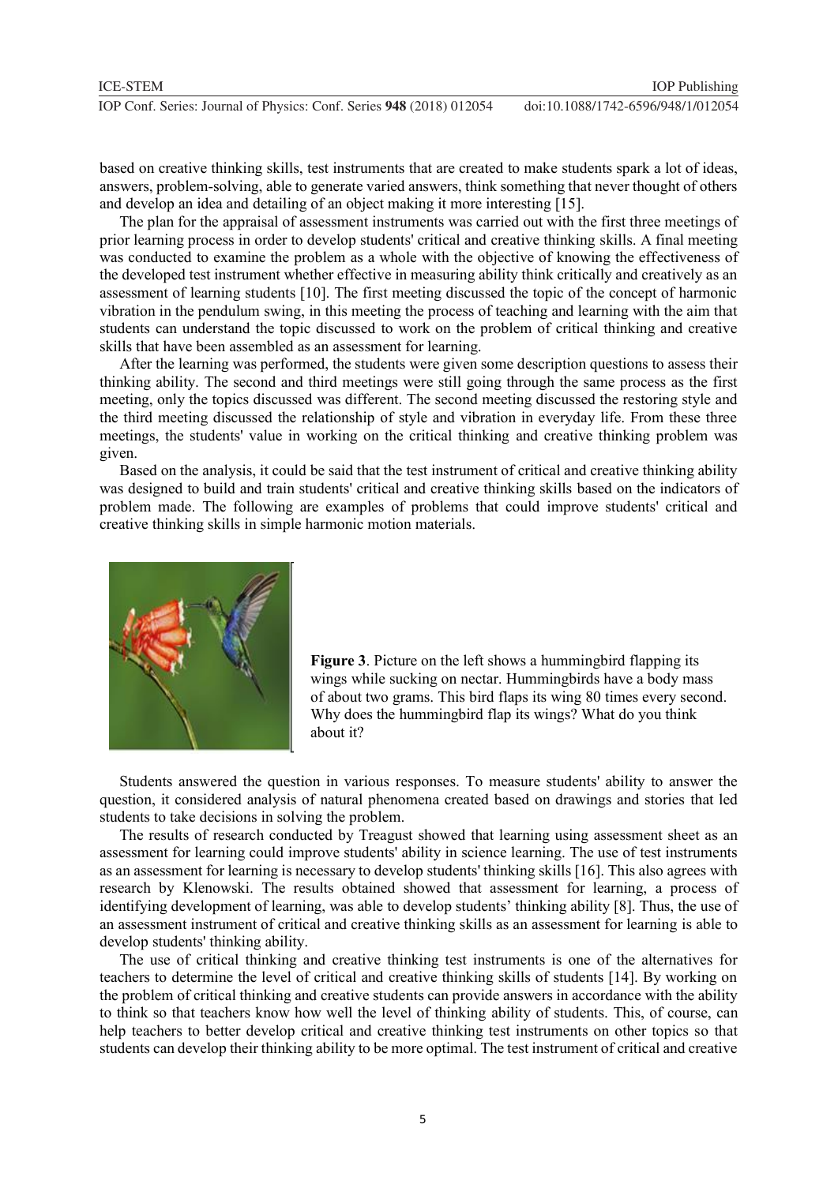based on creative thinking skills, test instruments that are created to make students spark a lot of ideas, answers, problem-solving, able to generate varied answers, think something that never thought of others and develop an idea and detailing of an object making it more interesting [15].

The plan for the appraisal of assessment instruments was carried out with the first three meetings of prior learning process in order to develop students' critical and creative thinking skills. A final meeting was conducted to examine the problem as a whole with the objective of knowing the effectiveness of the developed test instrument whether effective in measuring ability think critically and creatively as an assessment of learning students [10]. The first meeting discussed the topic of the concept of harmonic vibration in the pendulum swing, in this meeting the process of teaching and learning with the aim that students can understand the topic discussed to work on the problem of critical thinking and creative skills that have been assembled as an assessment for learning.

After the learning was performed, the students were given some description questions to assess their thinking ability. The second and third meetings were still going through the same process as the first meeting, only the topics discussed was different. The second meeting discussed the restoring style and the third meeting discussed the relationship of style and vibration in everyday life. From these three meetings, the students' value in working on the critical thinking and creative thinking problem was given.

Based on the analysis, it could be said that the test instrument of critical and creative thinking ability was designed to build and train students' critical and creative thinking skills based on the indicators of problem made. The following are examples of problems that could improve students' critical and creative thinking skills in simple harmonic motion materials.

**Figure 3**. Picture on the left shows a hummingbird flapping its wings while sucking on nectar. Hummingbirds have a body mass of about two grams. This bird flaps its wing 80 times every second. Why does the hummingbird flap its wings? What do you think about it?

Students answered the question in various responses. To measure students' ability to answer the question, it considered analysis of natural phenomena created based on drawings and stories that led students to take decisions in solving the problem.

The results of research conducted by Treagust showed that learning using assessment sheet as an assessment for learning could improve students' ability in science learning. The use of test instruments as an assessment for learning is necessary to develop students' thinking skills [16]. This also agrees with research by Klenowski. The results obtained showed that assessment for learning, a process of identifying development of learning, was able to develop students' thinking ability [8]. Thus, the use of an assessment instrument of critical and creative thinking skills as an assessment for learning is able to develop students' thinking ability.

The use of critical thinking and creative thinking test instruments is one of the alternatives for teachers to determine the level of critical and creative thinking skills of students [14]. By working on the problem of critical thinking and creative students can provide answers in accordance with the ability to think so that teachers know how well the level of thinking ability of students. This, of course, can help teachers to better develop critical and creative thinking test instruments on other topics so that students can develop their thinking ability to be more optimal. The test instrument of critical and creative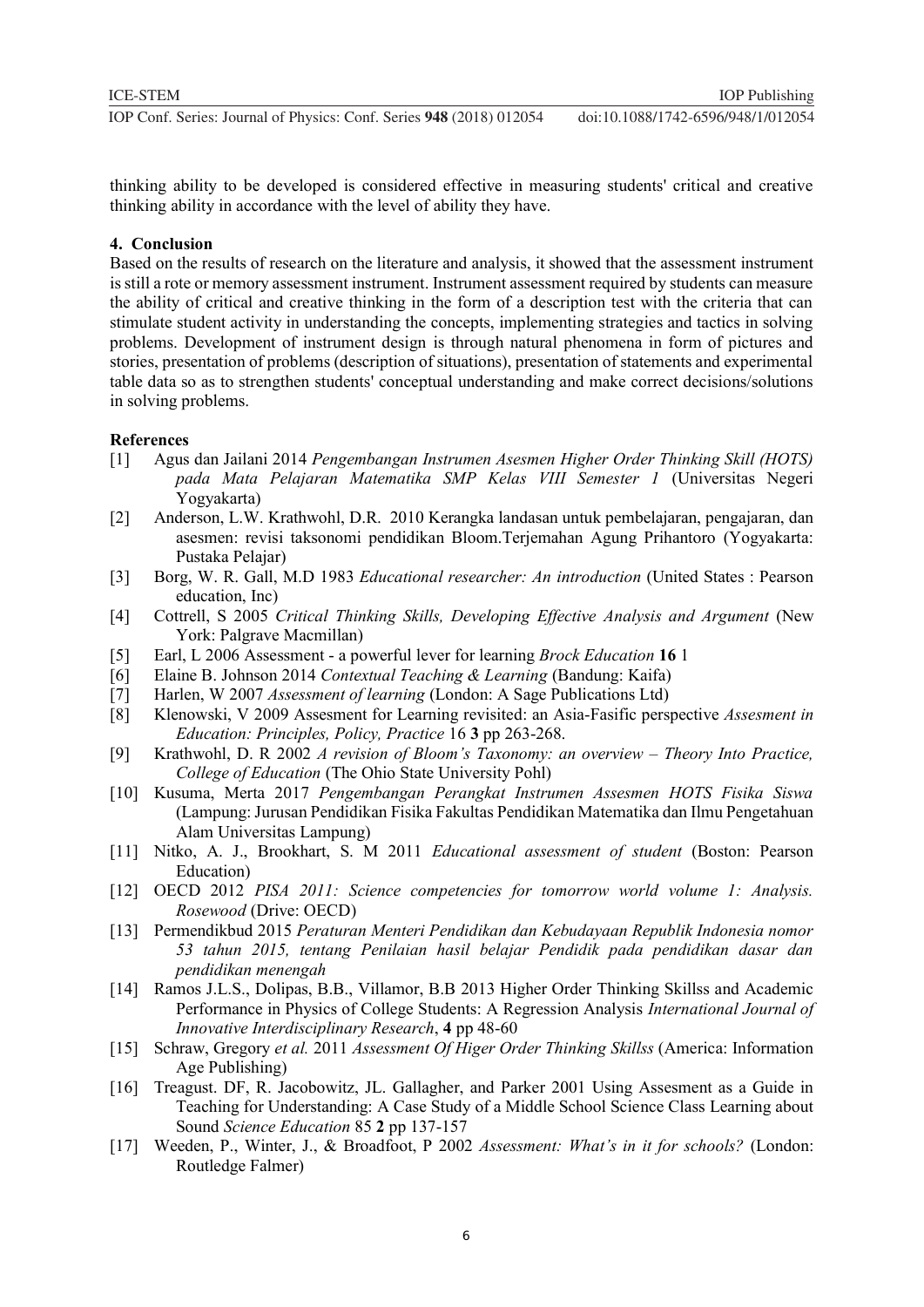thinking ability to be developed is considered effective in measuring students' critical and creative thinking ability in accordance with the level of ability they have.

## 4. Conclusion

Based on the results of research on the literature and analysis, it showed that the assessment instrument is still a rote or memory assessment instrument. Instrument assessment required by students can measure the ability of critical and creative thinking in the form of a description test with the criteria that can stimulate student activity in understanding the concepts, implementing strategies and tactics in solving problems. Development of instrument design is through natural phenomena in form of pictures and stories, presentation of problems (description of situations), presentation of statements and experimental table data so as to strengthen students' conceptual understanding and make correct decisions/solutions in solving problems.

## References

[1] Agus dan Jailani 2014 *Pengembangan Instrumen Asesmen Higher Order Thinking Skill (HOTS) pada Mata Pelajaran Matematika SMP Kelas VIII Semester 1* (Universitas Negeri Yogyakarta)

[2] Anderson, L.W. Krathwohl, D.R. 2010 Kerangka landasan untuk pembelajaran, pengajaran, dan asesmen: revisi taksonomi pendidikan Bloom.Terjemahan Agung Prihantoro (Yogyakarta: Pustaka Pelajar)

[3] Borg, W. R. Gall, M.D 1983 *Educational researcher: An introduction* (United States : Pearson education, Inc)

[4] Cottrell, S 2005 *Critical Thinking Skills, Developing Effective Analysis and Argument* (New York: Palgrave Macmillan)

[5] Earl, L 2006 Assessment - a powerful lever for learning *Brock Education* **16** 1

[6] Elaine B. Johnson 2014 *Contextual Teaching & Learning* (Bandung: Kaifa)

[7] Harlen, W 2007 *Assessment of learning* (London: A Sage Publications Ltd)

[8] Klenowski, V 2009 Assesment for Learning revisited: an Asia-Fasific perspective *Assesment in Education: Principles, Policy, Practice* 16 **3** pp 263-268.

[9] Krathwohl, D. R 2002 *A revision of Bloom's Taxonomy: an overview – Theory Into Practice, College of Education* (The Ohio State University Pohl)

[10] Kusuma, Merta 2017 *Pengembangan Perangkat Instrumen Assesmen HOTS Fisika Siswa* (Lampung: Jurusan Pendidikan Fisika Fakultas Pendidikan Matematika dan Ilmu Pengetahuan Alam Universitas Lampung)

[11] Nitko, A. J., Brookhart, S. M 2011 *Educational assessment of student* (Boston: Pearson Education)

[12] OECD 2012 *PISA 2011: Science competencies for tomorrow world volume 1: Analysis. Rosewood* (Drive: OECD)

[13] Permendikbud 2015 *Peraturan Menteri Pendidikan dan Kebudayaan Republik Indonesia nomor 53 tahun 2015, tentang Penilaian hasil belajar Pendidik pada pendidikan dasar dan pendidikan menengah*

[14] Ramos J.L.S., Dolipas, B.B., Villamor, B.B 2013 Higher Order Thinking Skillss and Academic Performance in Physics of College Students: A Regression Analysis *International Journal of Innovative Interdisciplinary Research*, **4** pp 48-60

[15] Schraw, Gregory *et al.* 2011 *Assessment Of Higer Order Thinking Skillss* (America: Information Age Publishing)

[16] Treagust. DF, R. Jacobowitz, JL. Gallagher, and Parker 2001 Using Assesment as a Guide in Teaching for Understanding: A Case Study of a Middle School Science Class Learning about Sound *Science Education* 85 **2** pp 137-157

[17] Weeden, P., Winter, J., & Broadfoot, P 2002 *Assessment: What's in it for schools?* (London: Routledge Falmer)